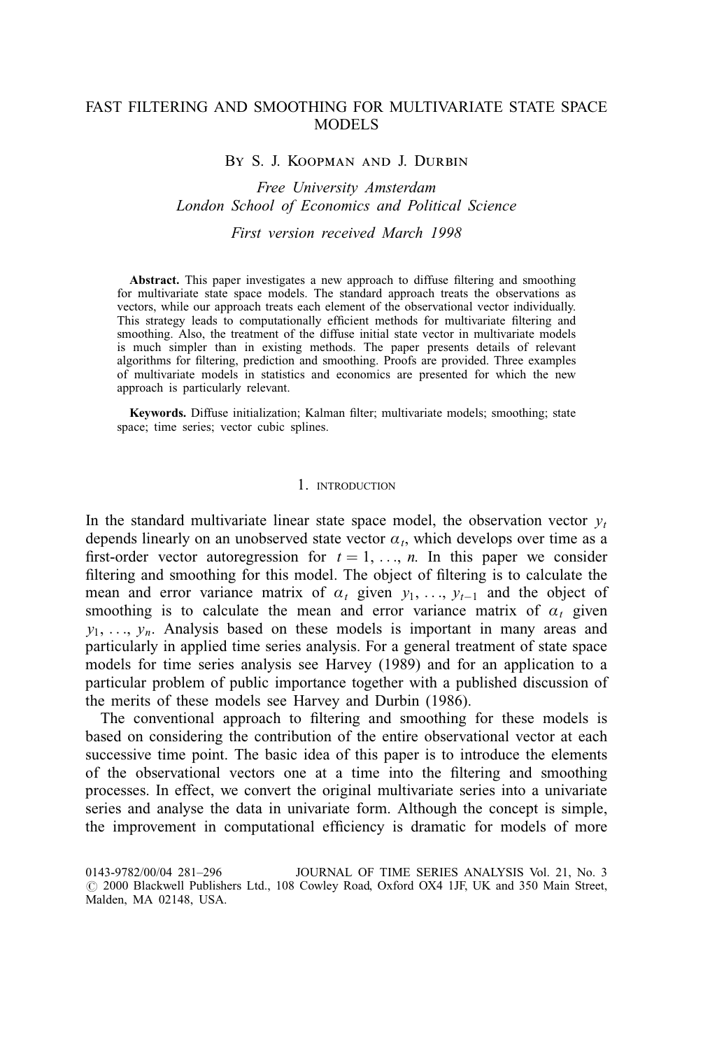# FAST FILTERING AND SMOOTHING FOR MULTIVARIATE STATE SPACE MODELS

By S. J. Koopman and J. Durbin

*Free University Amsterdam*
*London School of Economics and Political Science*

*First version received March 1998*

**Abstract.** This paper investigates a new approach to diffuse filtering and smoothing for multivariate state space models. The standard approach treats the observations as vectors, while our approach treats each element of the observational vector individually. This strategy leads to computationally efficient methods for multivariate filtering and smoothing. Also, the treatment of the diffuse initial state vector in multivariate models is much simpler than in existing methods. The paper presents details of relevant algorithms for filtering, prediction and smoothing. Proofs are provided. Three examples of multivariate models in statistics and economics are presented for which the new approach is particularly relevant.

**Keywords.** Diffuse initialization; Kalman filter; multivariate models; smoothing; state space; time series; vector cubic splines.

## 1. Introduction

In the standard multivariate linear state space model, the observation vector $y_t$ depends linearly on an unobserved state vector $\alpha_t$, which develops over time as a first-order vector autoregression for $t = 1, \ldots, n$. In this paper we consider filtering and smoothing for this model. The object of filtering is to calculate the mean and error variance matrix of $\alpha_t$ given $y_1, \ldots, y_{t-1}$ and the object of smoothing is to calculate the mean and error variance matrix of $\alpha_t$ given $y_1, \ldots, y_n$. Analysis based on these models is important in many areas and particularly in applied time series analysis. For a general treatment of state space models for time series analysis see Harvey (1989) and for an application to a particular problem of public importance together with a published discussion of the merits of these models see Harvey and Durbin (1986).

The conventional approach to filtering and smoothing for these models is based on considering the contribution of the entire observational vector at each successive time point. The basic idea of this paper is to introduce the elements of the observational vectors one at a time into the filtering and smoothing processes. In effect, we convert the original multivariate series into a univariate series and analyse the data in univariate form. Although the concept is simple, the improvement in computational efficiency is dramatic for models of more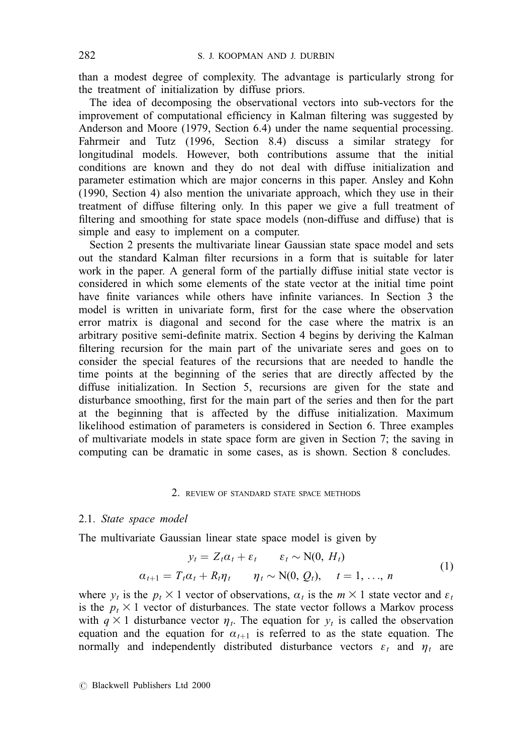than a modest degree of complexity. The advantage is particularly strong for the treatment of initialization by diffuse priors.

The idea of decomposing the observational vectors into sub-vectors for the improvement of computational efficiency in Kalman filtering was suggested by Anderson and Moore (1979, Section 6.4) under the name sequential processing. Fahrmeir and Tutz (1996, Section 8.4) discuss a similar strategy for longitudinal models. However, both contributions assume that the initial conditions are known and they do not deal with diffuse initialization and parameter estimation which are major concerns in this paper. Ansley and Kohn (1990, Section 4) also mention the univariate approach, which they use in their treatment of diffuse filtering only. In this paper we give a full treatment of filtering and smoothing for state space models (non-diffuse and diffuse) that is simple and easy to implement on a computer.

Section 2 presents the multivariate linear Gaussian state space model and sets out the standard Kalman filter recursions in a form that is suitable for later work in the paper. A general form of the partially diffuse initial state vector is considered in which some elements of the state vector at the initial time point have finite variances while others have infinite variances. In Section 3 the model is written in univariate form, first for the case where the observation error matrix is diagonal and second for the case where the matrix is an arbitrary positive semi-definite matrix. Section 4 begins by deriving the Kalman filtering recursion for the main part of the univariate seres and goes on to consider the special features of the recursions that are needed to handle the time points at the beginning of the series that are directly affected by the diffuse initialization. In Section 5, recursions are given for the state and disturbance smoothing, first for the main part of the series and then for the part at the beginning that is affected by the diffuse initialization. Maximum likelihood estimation of parameters is considered in Section 6. Three examples of multivariate models in state space form are given in Section 7; the saving in computing can be dramatic in some cases, as is shown. Section 8 concludes.

## 2. REVIEW OF STANDARD STATE SPACE METHODS

### 2.1. *State space model*

The multivariate Gaussian linear state space model is given by

$$
\begin{aligned}
y_t &= Z_t \alpha_t + \varepsilon_t \qquad \varepsilon_t \sim \mathrm{N}(0,\ H_t) \\
\alpha_{t+1} &= T_t \alpha_t + R_t \eta_t \qquad \eta_t \sim \mathrm{N}(0,\ Q_t), \quad t = 1, \ldots, n
\end{aligned}
\tag{1}
$$

where $y_t$ is the $p_t \times 1$ vector of observations, $\alpha_t$ is the $m \times 1$ state vector and $\varepsilon_t$ is the $p_t \times 1$ vector of disturbances. The state vector follows a Markov process with $q \times 1$ disturbance vector $\eta_t$. The equation for $y_t$ is called the observation equation and the equation for $\alpha_{t+1}$ is referred to as the state equation. The normally and independently distributed disturbance vectors $\varepsilon_t$ and $\eta_t$ are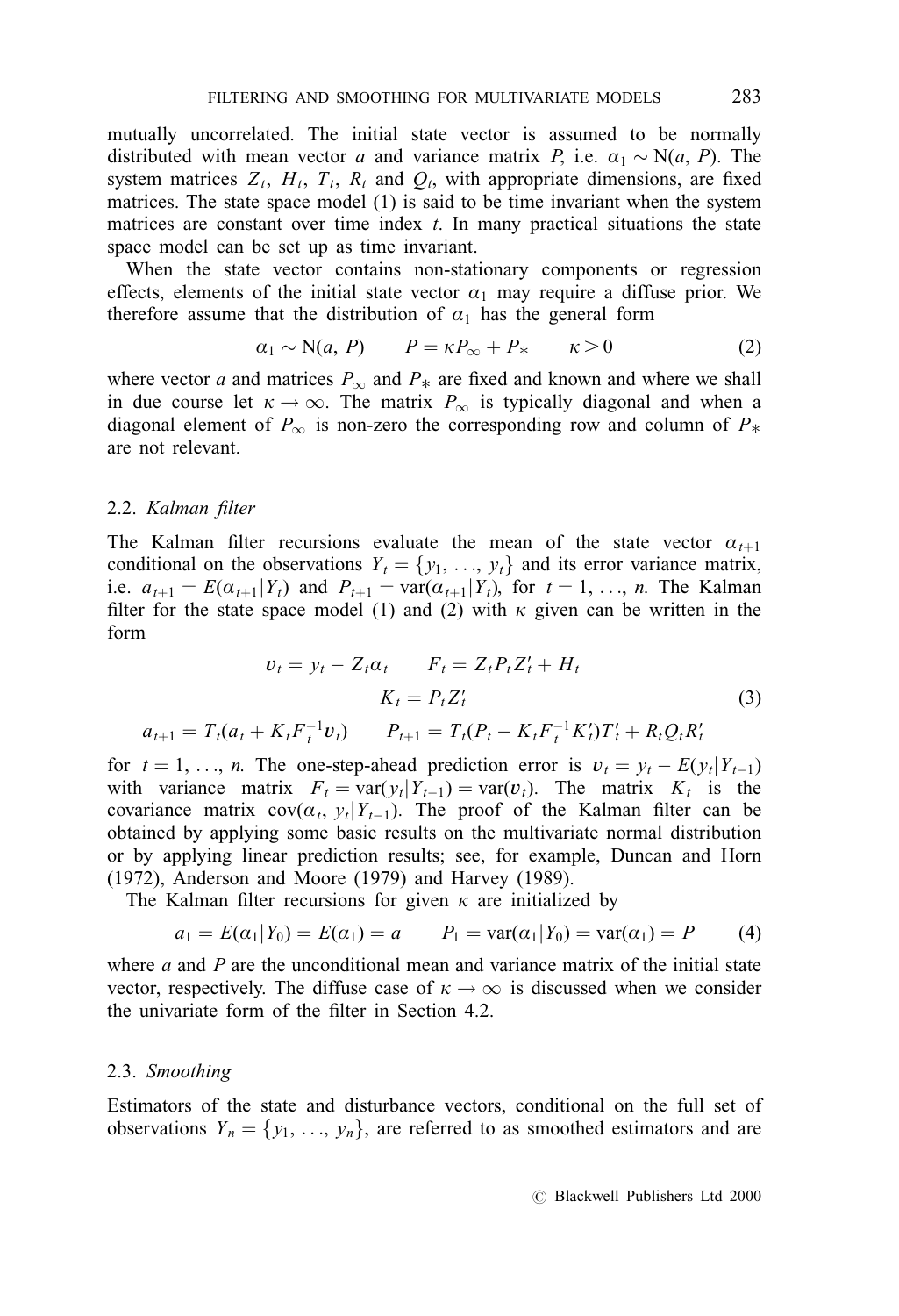mutually uncorrelated. The initial state vector is assumed to be normally distributed with mean vector $a$ and variance matrix $P$, i.e. $\alpha_1 \sim \mathrm{N}(a, P)$. The system matrices $Z_t$, $H_t$, $T_t$, $R_t$ and $Q_t$, with appropriate dimensions, are fixed matrices. The state space model (1) is said to be time invariant when the system matrices are constant over time index $t$. In many practical situations the state space model can be set up as time invariant.

When the state vector contains non-stationary components or regression effects, elements of the initial state vector $\alpha_1$ may require a diffuse prior. We therefore assume that the distribution of $\alpha_1$ has the general form

$$\alpha_1 \sim \mathrm{N}(a, P) \qquad P = \kappa P_\infty + P_* \qquad \kappa > 0 \tag{2}$$

where vector $a$ and matrices $P_\infty$ and $P_*$ are fixed and known and where we shall in due course let $\kappa \to \infty$. The matrix $P_\infty$ is typically diagonal and when a diagonal element of $P_\infty$ is non-zero the corresponding row and column of $P_*$ are not relevant.

### 2.2. *Kalman filter*

The Kalman filter recursions evaluate the mean of the state vector $\alpha_{t+1}$ conditional on the observations $Y_t = \{y_1, \ldots, y_t\}$ and its error variance matrix, i.e. $a_{t+1} = E(\alpha_{t+1}|Y_t)$ and $P_{t+1} = \mathrm{var}(\alpha_{t+1}|Y_t)$, for $t = 1, \ldots, n$. The Kalman filter for the state space model (1) and (2) with $\kappa$ given can be written in the form

$$\begin{aligned} v_t = y_t - Z_t a_t \qquad & F_t = Z_t P_t Z_t' + H_t \\ & K_t = P_t Z_t' \\ a_{t+1} = T_t(a_t + K_t F_t^{-1} v_t) \qquad & P_{t+1} = T_t(P_t - K_t F_t^{-1} K_t') T_t' + R_t Q_t R_t' \end{aligned} \tag{3}$$

for $t = 1, \ldots, n$. The one-step-ahead prediction error is $v_t = y_t - E(y_t|Y_{t-1})$ with variance matrix $F_t = \mathrm{var}(y_t|Y_{t-1}) = \mathrm{var}(v_t)$. The matrix $K_t$ is the covariance matrix $\mathrm{cov}(\alpha_t, y_t|Y_{t-1})$. The proof of the Kalman filter can be obtained by applying some basic results on the multivariate normal distribution or by applying linear prediction results; see, for example, Duncan and Horn (1972), Anderson and Moore (1979) and Harvey (1989).

The Kalman filter recursions for given $\kappa$ are initialized by

$$a_1 = E(\alpha_1|Y_0) = E(\alpha_1) = a \qquad P_1 = \mathrm{var}(\alpha_1|Y_0) = \mathrm{var}(\alpha_1) = P \tag{4}$$

where $a$ and $P$ are the unconditional mean and variance matrix of the initial state vector, respectively. The diffuse case of $\kappa \to \infty$ is discussed when we consider the univariate form of the filter in Section 4.2.

### 2.3. *Smoothing*

Estimators of the state and disturbance vectors, conditional on the full set of observations $Y_n = \{y_1, \ldots, y_n\}$, are referred to as smoothed estimators and are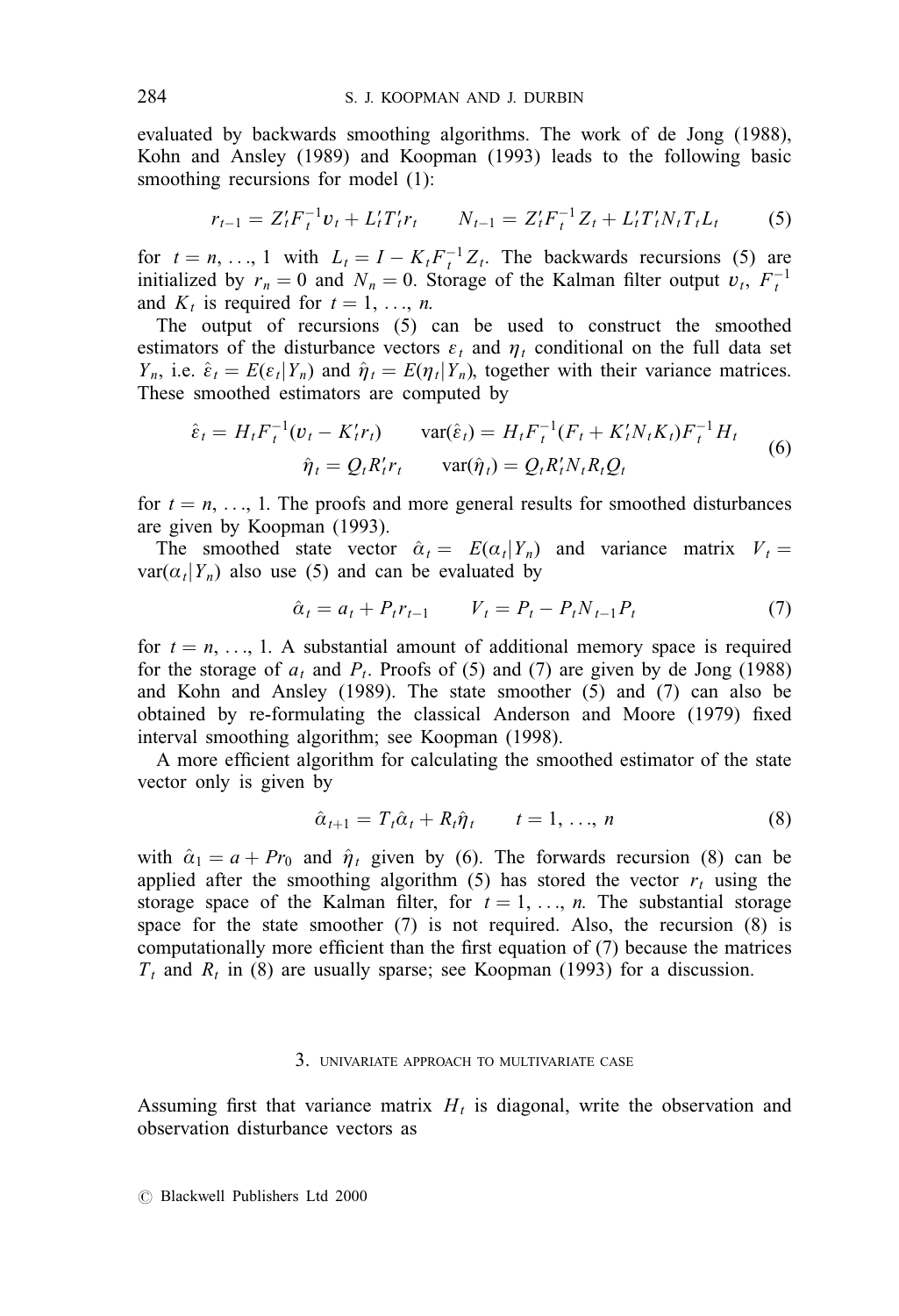evaluated by backwards smoothing algorithms. The work of de Jong (1988), Kohn and Ansley (1989) and Koopman (1993) leads to the following basic smoothing recursions for model (1):

$$r_{t-1} = Z_t' F_t^{-1} v_t + L_t' T_t' r_t \qquad N_{t-1} = Z_t' F_t^{-1} Z_t + L_t' T_t' N_t T_t L_t \tag{5}$$

for $t = n, \ldots, 1$ with $L_t = I - K_t F_t^{-1} Z_t$. The backwards recursions (5) are initialized by $r_n = 0$ and $N_n = 0$. Storage of the Kalman filter output $v_t$, $F_t^{-1}$ and $K_t$ is required for $t = 1, \ldots, n$.

The output of recursions (5) can be used to construct the smoothed estimators of the disturbance vectors $\varepsilon_t$ and $\eta_t$ conditional on the full data set $Y_n$, i.e. $\hat{\varepsilon}_t = E(\varepsilon_t | Y_n)$ and $\hat{\eta}_t = E(\eta_t | Y_n)$, together with their variance matrices. These smoothed estimators are computed by

$$\begin{gathered} \hat{\varepsilon}_t = H_t F_t^{-1}(v_t - K_t' r_t) \qquad \text{var}(\hat{\varepsilon}_t) = H_t F_t^{-1}(F_t + K_t' N_t K_t) F_t^{-1} H_t \\ \hat{\eta}_t = Q_t R_t' r_t \qquad \text{var}(\hat{\eta}_t) = Q_t R_t' N_t R_t Q_t \end{gathered} \tag{6}$$

for $t = n, \ldots, 1$. The proofs and more general results for smoothed disturbances are given by Koopman (1993).

The smoothed state vector $\hat{\alpha}_t = E(\alpha_t | Y_n)$ and variance matrix $V_t = \text{var}(\alpha_t | Y_n)$ also use (5) and can be evaluated by

$$\hat{\alpha}_t = a_t + P_t r_{t-1} \qquad V_t = P_t - P_t N_{t-1} P_t \tag{7}$$

for $t = n, \ldots, 1$. A substantial amount of additional memory space is required for the storage of $a_t$ and $P_t$. Proofs of (5) and (7) are given by de Jong (1988) and Kohn and Ansley (1989). The state smoother (5) and (7) can also be obtained by re-formulating the classical Anderson and Moore (1979) fixed interval smoothing algorithm; see Koopman (1998).

A more efficient algorithm for calculating the smoothed estimator of the state vector only is given by

$$\hat{\alpha}_{t+1} = T_t \hat{\alpha}_t + R_t \hat{\eta}_t \qquad t = 1, \ldots, n \tag{8}$$

with $\hat{\alpha}_1 = a + P r_0$ and $\hat{\eta}_t$ given by (6). The forwards recursion (8) can be applied after the smoothing algorithm (5) has stored the vector $r_t$ using the storage space of the Kalman filter, for $t = 1, \ldots, n$. The substantial storage space for the state smoother (7) is not required. Also, the recursion (8) is computationally more efficient than the first equation of (7) because the matrices $T_t$ and $R_t$ in (8) are usually sparse; see Koopman (1993) for a discussion.

## 3. UNIVARIATE APPROACH TO MULTIVARIATE CASE

Assuming first that variance matrix $H_t$ is diagonal, write the observation and observation disturbance vectors as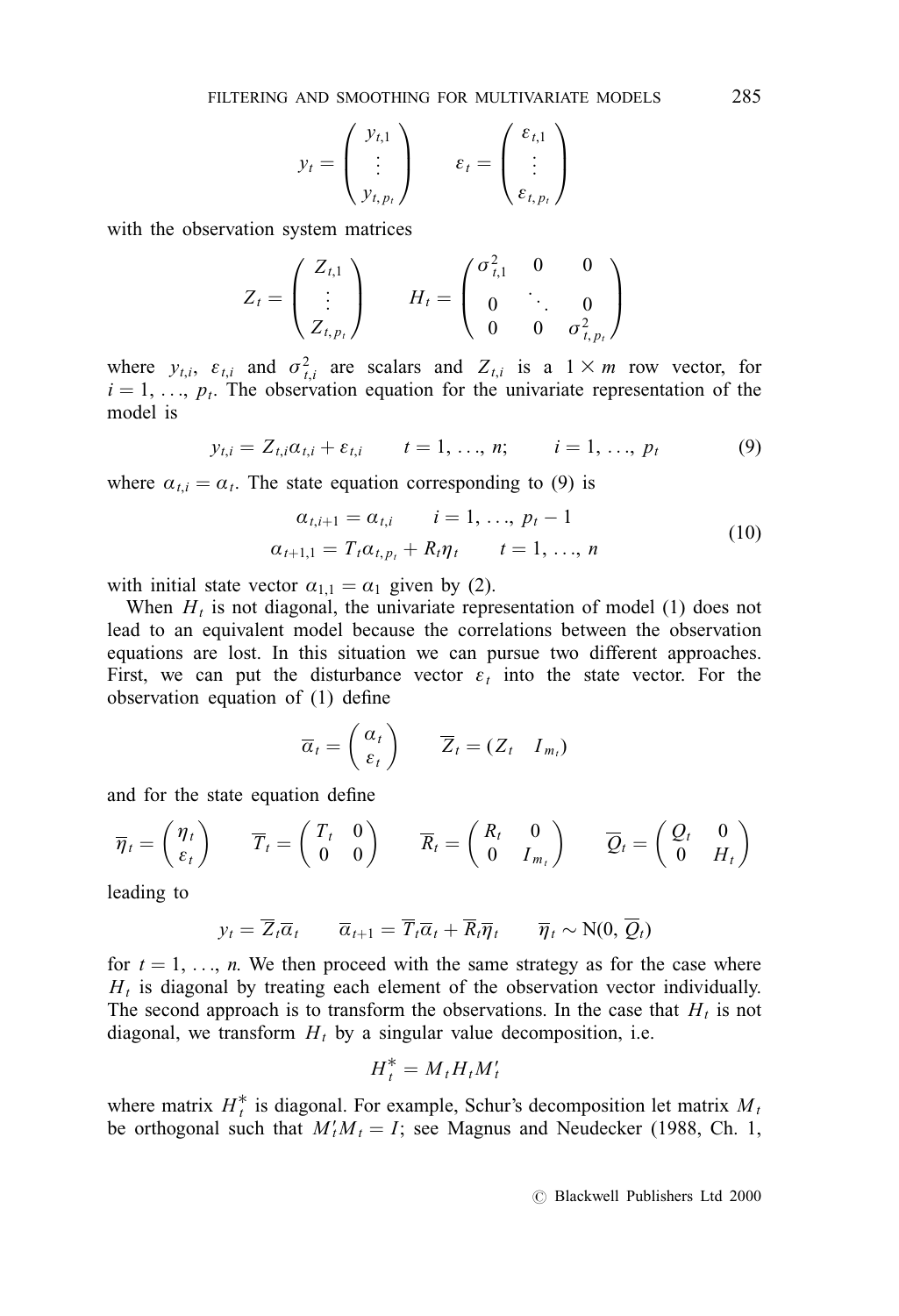$$
y_t = \begin{pmatrix} y_{t,1} \\ \vdots \\ y_{t,p_t} \end{pmatrix} \qquad \varepsilon_t = \begin{pmatrix} \varepsilon_{t,1} \\ \vdots \\ \varepsilon_{t,p_t} \end{pmatrix}
$$

with the observation system matrices

$$
Z_t = \begin{pmatrix} Z_{t,1} \\ \vdots \\ Z_{t,p_t} \end{pmatrix} \qquad H_t = \begin{pmatrix} \sigma_{t,1}^2 & 0 & 0 \\ 0 & \ddots & 0 \\ 0 & 0 & \sigma_{t,p_t}^2 \end{pmatrix}
$$

where $y_{t,i}$, $\varepsilon_{t,i}$ and $\sigma_{t,i}^2$ are scalars and $Z_{t,i}$ is a $1 \times m$ row vector, for $i = 1, \ldots, p_t$. The observation equation for the univariate representation of the model is

$$
y_{t,i} = Z_{t,i}\alpha_{t,i} + \varepsilon_{t,i} \qquad t = 1, \ldots, n; \qquad i = 1, \ldots, p_t \tag{9}
$$

where $\alpha_{t,i} = \alpha_t$. The state equation corresponding to (9) is

$$
\begin{aligned}
\alpha_{t,i+1} &= \alpha_{t,i} \qquad i = 1, \ldots, p_t - 1 \\
\alpha_{t+1,1} &= T_t \alpha_{t,p_t} + R_t \eta_t \qquad t = 1, \ldots, n
\end{aligned} \tag{10}
$$

with initial state vector $\alpha_{1,1} = \alpha_1$ given by (2).

When $H_t$ is not diagonal, the univariate representation of model (1) does not lead to an equivalent model because the correlations between the observation equations are lost. In this situation we can pursue two different approaches. First, we can put the disturbance vector $\varepsilon_t$ into the state vector. For the observation equation of (1) define

$$
\overline{\alpha}_t = \begin{pmatrix} \alpha_t \\ \varepsilon_t \end{pmatrix} \qquad \overline{Z}_t = (Z_t \quad I_{m_t})
$$

and for the state equation define

$$
\overline{\eta}_t = \begin{pmatrix} \eta_t \\ \varepsilon_t \end{pmatrix} \qquad \overline{T}_t = \begin{pmatrix} T_t & 0 \\ 0 & 0 \end{pmatrix} \qquad \overline{R}_t = \begin{pmatrix} R_t & 0 \\ 0 & I_{m_t} \end{pmatrix} \qquad \overline{Q}_t = \begin{pmatrix} Q_t & 0 \\ 0 & H_t \end{pmatrix}
$$

leading to

$$
y_t = \overline{Z}_t \overline{\alpha}_t \qquad \overline{\alpha}_{t+1} = \overline{T}_t \overline{\alpha}_t + \overline{R}_t \overline{\eta}_t \qquad \overline{\eta}_t \sim \mathrm{N}(0, \overline{Q}_t)
$$

for $t = 1, \ldots, n$. We then proceed with the same strategy as for the case where $H_t$ is diagonal by treating each element of the observation vector individually. The second approach is to transform the observations. In the case that $H_t$ is not diagonal, we transform $H_t$ by a singular value decomposition, i.e.

$$
H_t^* = M_t H_t M_t'
$$

where matrix $H_t^*$ is diagonal. For example, Schur's decomposition let matrix $M_t$ be orthogonal such that $M_t' M_t = I$; see Magnus and Neudecker (1988, Ch. 1,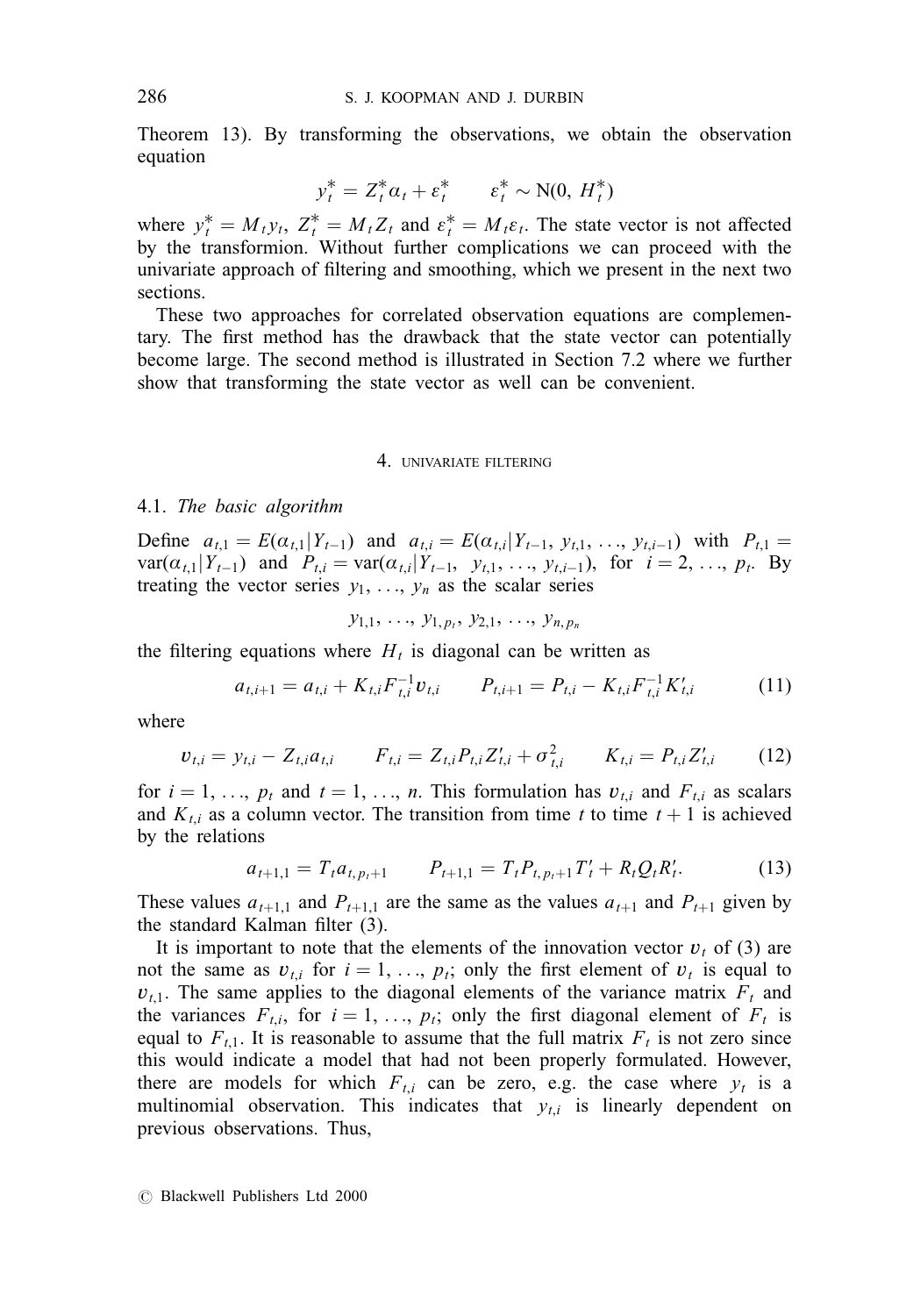Theorem 13). By transforming the observations, we obtain the observation equation

$$y_t^* = Z_t^* \alpha_t + \varepsilon_t^* \qquad \varepsilon_t^* \sim \mathrm{N}(0,\ H_t^*)$$

where $y_t^* = M_t y_t$, $Z_t^* = M_t Z_t$ and $\varepsilon_t^* = M_t \varepsilon_t$. The state vector is not affected by the transformion. Without further complications we can proceed with the univariate approach of filtering and smoothing, which we present in the next two sections.

These two approaches for correlated observation equations are complementary. The first method has the drawback that the state vector can potentially become large. The second method is illustrated in Section 7.2 where we further show that transforming the state vector as well can be convenient.

## 4. UNIVARIATE FILTERING

### 4.1. *The basic algorithm*

Define $a_{t,1} = E(\alpha_{t,1}|Y_{t-1})$ and $a_{t,i} = E(\alpha_{t,i}|Y_{t-1},\ y_{t,1},\ \ldots,\ y_{t,i-1})$ with $P_{t,1} = \mathrm{var}(\alpha_{t,1}|Y_{t-1})$ and $P_{t,i} = \mathrm{var}(\alpha_{t,i}|Y_{t-1},\ y_{t,1},\ \ldots,\ y_{t,i-1})$, for $i = 2,\ \ldots,\ p_t$. By treating the vector series $y_1,\ \ldots,\ y_n$ as the scalar series

$$y_{1,1},\ \ldots,\ y_{1,p_t},\ y_{2,1},\ \ldots,\ y_{n,p_n}$$

the filtering equations where $H_t$ is diagonal can be written as

$$a_{t,i+1} = a_{t,i} + K_{t,i} F_{t,i}^{-1} v_{t,i} \qquad P_{t,i+1} = P_{t,i} - K_{t,i} F_{t,i}^{-1} K_{t,i}' \tag{11}$$

where

$$v_{t,i} = y_{t,i} - Z_{t,i} a_{t,i} \qquad F_{t,i} = Z_{t,i} P_{t,i} Z_{t,i}' + \sigma_{t,i}^2 \qquad K_{t,i} = P_{t,i} Z_{t,i}' \tag{12}$$

for $i = 1,\ \ldots,\ p_t$ and $t = 1,\ \ldots,\ n$. This formulation has $v_{t,i}$ and $F_{t,i}$ as scalars and $K_{t,i}$ as a column vector. The transition from time $t$ to time $t+1$ is achieved by the relations

$$a_{t+1,1} = T_t a_{t,p_t+1} \qquad P_{t+1,1} = T_t P_{t,p_t+1} T_t' + R_t Q_t R_t'. \tag{13}$$

These values $a_{t+1,1}$ and $P_{t+1,1}$ are the same as the values $a_{t+1}$ and $P_{t+1}$ given by the standard Kalman filter (3).

It is important to note that the elements of the innovation vector $v_t$ of (3) are not the same as $v_{t,i}$ for $i = 1,\ \ldots,\ p_t$; only the first element of $v_t$ is equal to $v_{t,1}$. The same applies to the diagonal elements of the variance matrix $F_t$ and the variances $F_{t,i}$, for $i = 1,\ \ldots,\ p_t$; only the first diagonal element of $F_t$ is equal to $F_{t,1}$. It is reasonable to assume that the full matrix $F_t$ is not zero since this would indicate a model that had not been properly formulated. However, there are models for which $F_{t,i}$ can be zero, e.g. the case where $y_t$ is a multinomial observation. This indicates that $y_{t,i}$ is linearly dependent on previous observations. Thus,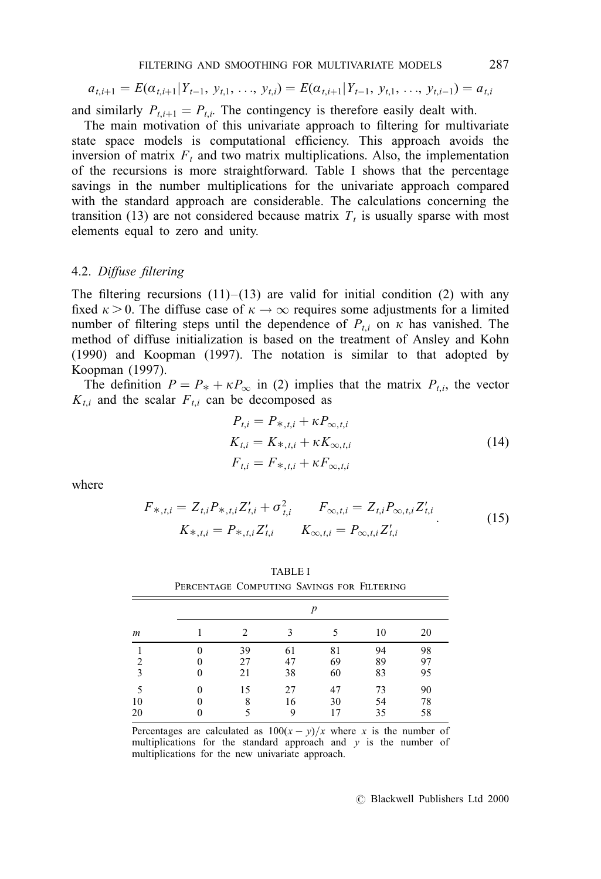$$a_{t,i+1} = E(\alpha_{t,i+1}|Y_{t-1}, y_{t,1}, \ldots, y_{t,i}) = E(\alpha_{t,i+1}|Y_{t-1}, y_{t,1}, \ldots, y_{t,i-1}) = a_{t,i}$$

and similarly $P_{t,i+1} = P_{t,i}$. The contingency is therefore easily dealt with.

The main motivation of this univariate approach to filtering for multivariate state space models is computational efficiency. This approach avoids the inversion of matrix $F_t$ and two matrix multiplications. Also, the implementation of the recursions is more straightforward. Table I shows that the percentage savings in the number multiplications for the univariate approach compared with the standard approach are considerable. The calculations concerning the transition (13) are not considered because matrix $T_t$ is usually sparse with most elements equal to zero and unity.

### 4.2. *Diffuse filtering*

The filtering recursions (11)–(13) are valid for initial condition (2) with any fixed $\kappa > 0$. The diffuse case of $\kappa \to \infty$ requires some adjustments for a limited number of filtering steps until the dependence of $P_{t,i}$ on $\kappa$ has vanished. The method of diffuse initialization is based on the treatment of Ansley and Kohn (1990) and Koopman (1997). The notation is similar to that adopted by Koopman (1997).

The definition $P = P_* + \kappa P_\infty$ in (2) implies that the matrix $P_{t,i}$, the vector $K_{t,i}$ and the scalar $F_{t,i}$ can be decomposed as

$$\begin{aligned} P_{t,i} &= P_{*,t,i} + \kappa P_{\infty,t,i} \\ K_{t,i} &= K_{*,t,i} + \kappa K_{\infty,t,i} \\ F_{t,i} &= F_{*,t,i} + \kappa F_{\infty,t,i} \end{aligned} \tag{14}$$

where

$$\begin{aligned} F_{*,t,i} &= Z_{t,i} P_{*,t,i} Z'_{t,i} + \sigma^2_{t,i} \qquad F_{\infty,t,i} = Z_{t,i} P_{\infty,t,i} Z'_{t,i} \\ K_{*,t,i} &= P_{*,t,i} Z'_{t,i} \qquad K_{\infty,t,i} = P_{\infty,t,i} Z'_{t,i} \end{aligned}. \tag{15}$$

TABLE I
PERCENTAGE COMPUTING SAVINGS FOR FILTERING

| | $p$ | | | | | |
|---|---|---|---|---|---|---|
| $m$ | 1 | 2 | 3 | 5 | 10 | 20 |
| 1 | 0 | 39 | 61 | 81 | 94 | 98 |
| 2 | 0 | 27 | 47 | 69 | 89 | 97 |
| 3 | 0 | 21 | 38 | 60 | 83 | 95 |
| 5 | 0 | 15 | 27 | 47 | 73 | 90 |
| 10 | 0 | 8 | 16 | 30 | 54 | 78 |
| 20 | 0 | 5 | 9 | 17 | 35 | 58 |

Percentages are calculated as $100(x - y)/x$ where $x$ is the number of multiplications for the standard approach and $y$ is the number of multiplications for the new univariate approach.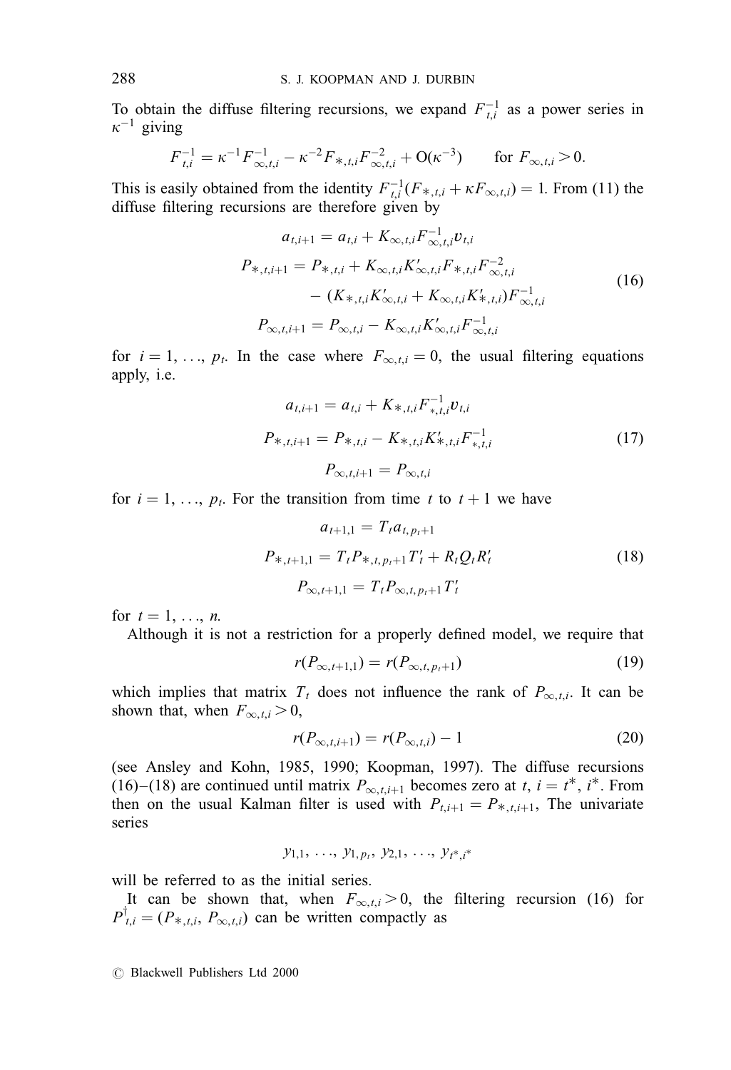To obtain the diffuse filtering recursions, we expand $F_{t,i}^{-1}$ as a power series in $\kappa^{-1}$ giving

$$F_{t,i}^{-1} = \kappa^{-1} F_{\infty,t,i}^{-1} - \kappa^{-2} F_{*,t,i} F_{\infty,t,i}^{-2} + \mathrm{O}(\kappa^{-3}) \qquad \text{for } F_{\infty,t,i} > 0.$$

This is easily obtained from the identity $F_{t,i}^{-1}(F_{*,t,i} + \kappa F_{\infty,t,i}) = 1$. From (11) the diffuse filtering recursions are therefore given by

$$\begin{aligned} a_{t,i+1} &= a_{t,i} + K_{\infty,t,i} F_{\infty,t,i}^{-1} v_{t,i} \\ P_{*,t,i+1} &= P_{*,t,i} + K_{\infty,t,i} K'_{\infty,t,i} F_{*,t,i} F_{\infty,t,i}^{-2} \\ &\quad - (K_{*,t,i} K'_{\infty,t,i} + K_{\infty,t,i} K'_{*,t,i}) F_{\infty,t,i}^{-1} \\ P_{\infty,t,i+1} &= P_{\infty,t,i} - K_{\infty,t,i} K'_{\infty,t,i} F_{\infty,t,i}^{-1} \end{aligned} \tag{16}$$

for $i = 1, \ldots, p_t$. In the case where $F_{\infty,t,i} = 0$, the usual filtering equations apply, i.e.

$$\begin{aligned} a_{t,i+1} &= a_{t,i} + K_{*,t,i} F_{*,t,i}^{-1} v_{t,i} \\ P_{*,t,i+1} &= P_{*,t,i} - K_{*,t,i} K'_{*,t,i} F_{*,t,i}^{-1} \\ P_{\infty,t,i+1} &= P_{\infty,t,i} \end{aligned} \tag{17}$$

for $i = 1, \ldots, p_t$. For the transition from time $t$ to $t+1$ we have

$$\begin{aligned} a_{t+1,1} &= T_t a_{t,p_t+1} \\ P_{*,t+1,1} &= T_t P_{*,t,p_t+1} T'_t + R_t Q_t R'_t \\ P_{\infty,t+1,1} &= T_t P_{\infty,t,p_t+1} T'_t \end{aligned} \tag{18}$$

for $t = 1, \ldots, n$.

Although it is not a restriction for a properly defined model, we require that

$$r(P_{\infty,t+1,1}) = r(P_{\infty,t,p_t+1}) \tag{19}$$

which implies that matrix $T_t$ does not influence the rank of $P_{\infty,t,i}$. It can be shown that, when $F_{\infty,t,i} > 0$,

$$r(P_{\infty,t,i+1}) = r(P_{\infty,t,i}) - 1 \tag{20}$$

(see Ansley and Kohn, 1985, 1990; Koopman, 1997). The diffuse recursions (16)–(18) are continued until matrix $P_{\infty,t,i+1}$ becomes zero at $t, i = t^*, i^*$. From then on the usual Kalman filter is used with $P_{t,i+1} = P_{*,t,i+1}$, The univariate series

$$y_{1,1}, \ldots, y_{1,p_t}, y_{2,1}, \ldots, y_{t^*,i^*}$$

will be referred to as the initial series.

It can be shown that, when $F_{\infty,t,i} > 0$, the filtering recursion (16) for $P^{\dagger}_{t,i} = (P_{*,t,i}, P_{\infty,t,i})$ can be written compactly as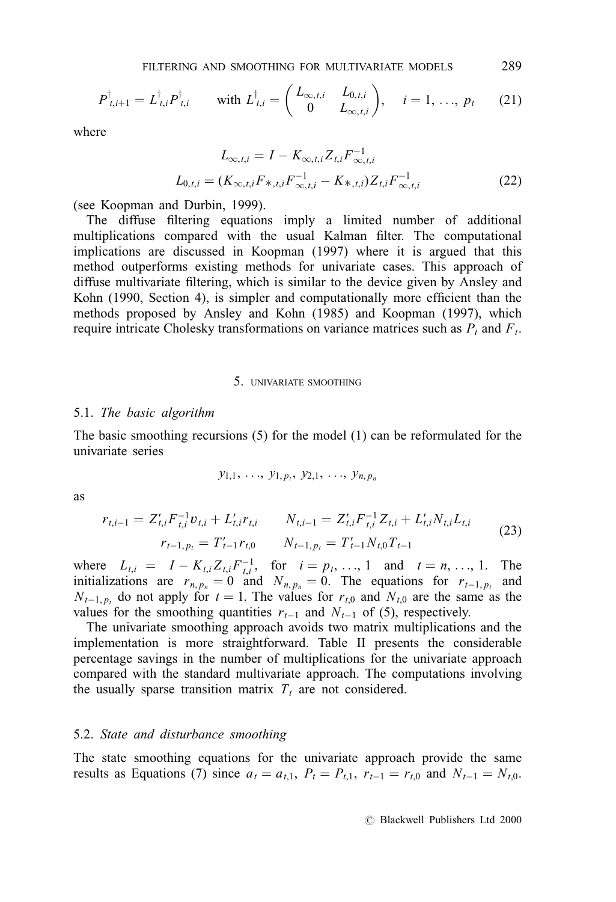$$P^{\dagger}_{t,i+1} = L^{\dagger}_{t,i} P^{\dagger}_{t,i} \qquad \text{with } L^{\dagger}_{t,i} = \begin{pmatrix} L_{\infty,t,i} & L_{0,t,i} \\ 0 & L_{\infty,t,i} \end{pmatrix}, \quad i = 1, \ldots, p_t \tag{21}$$

where

$$\begin{aligned} L_{\infty,t,i} &= I - K_{\infty,t,i} Z_{t,i} F^{-1}_{\infty,t,i} \\ L_{0,t,i} &= (K_{\infty,t,i} F_{*,t,i} F^{-1}_{\infty,t,i} - K_{*,t,i}) Z_{t,i} F^{-1}_{\infty,t,i} \end{aligned} \tag{22}$$

(see Koopman and Durbin, 1999).

The diffuse filtering equations imply a limited number of additional multiplications compared with the usual Kalman filter. The computational implications are discussed in Koopman (1997) where it is argued that this method outperforms existing methods for univariate cases. This approach of diffuse multivariate filtering, which is similar to the device given by Ansley and Kohn (1990, Section 4), is simpler and computationally more efficient than the methods proposed by Ansley and Kohn (1985) and Koopman (1997), which require intricate Cholesky transformations on variance matrices such as $P_t$ and $F_t$.

## 5. UNIVARIATE SMOOTHING

### 5.1. *The basic algorithm*

The basic smoothing recursions (5) for the model (1) can be reformulated for the univariate series

$$y_{1,1}, \ldots, y_{1,p_t}, y_{2,1}, \ldots, y_{n,p_n}$$

as

$$\begin{aligned} r_{t,i-1} &= Z'_{t,i} F^{-1}_{t,i} v_{t,i} + L'_{t,i} r_{t,i} \qquad & N_{t,i-1} &= Z'_{t,i} F^{-1}_{t,i} Z_{t,i} + L'_{t,i} N_{t,i} L_{t,i} \\ r_{t-1,p_t} &= T'_{t-1} r_{t,0} \qquad & N_{t-1,p_t} &= T'_{t-1} N_{t,0} T_{t-1} \end{aligned} \tag{23}$$

where $L_{t,i} = I - K_{t,i} Z_{t,i} F^{-1}_{t,i}$, for $i = p_t, \ldots, 1$ and $t = n, \ldots, 1$. The initializations are $r_{n,p_n} = 0$ and $N_{n,p_n} = 0$. The equations for $r_{t-1,p_t}$ and $N_{t-1,p_t}$ do not apply for $t = 1$. The values for $r_{t,0}$ and $N_{t,0}$ are the same as the values for the smoothing quantities $r_{t-1}$ and $N_{t-1}$ of (5), respectively.

The univariate smoothing approach avoids two matrix multiplications and the implementation is more straightforward. Table II presents the considerable percentage savings in the number of multiplications for the univariate approach compared with the standard multivariate approach. The computations involving the usually sparse transition matrix $T_t$ are not considered.

### 5.2. *State and disturbance smoothing*

The state smoothing equations for the univariate approach provide the same results as Equations (7) since $a_t = a_{t,1}$, $P_t = P_{t,1}$, $r_{t-1} = r_{t,0}$ and $N_{t-1} = N_{t,0}$.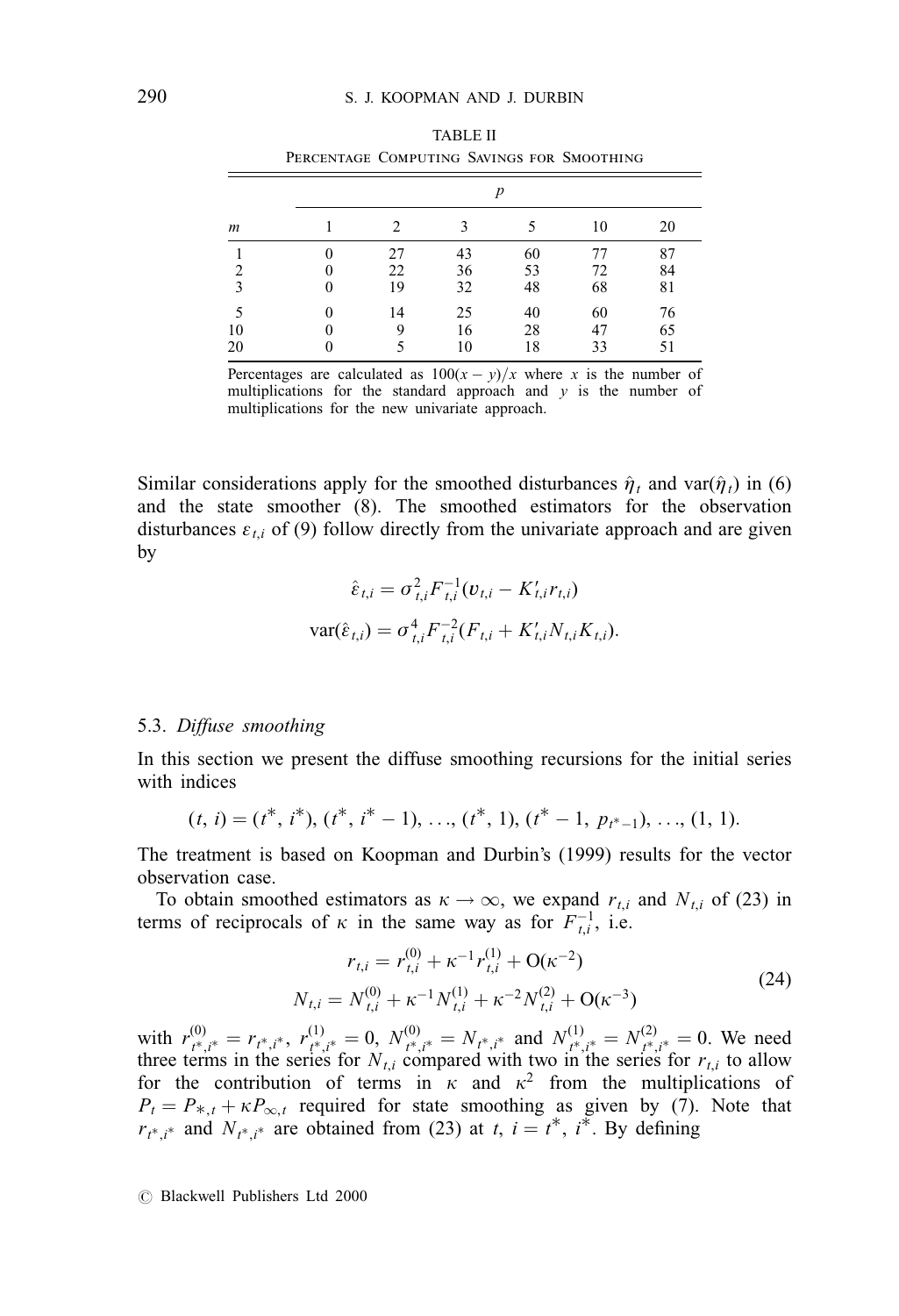TABLE II
PERCENTAGE COMPUTING SAVINGS FOR SMOOTHING

| | $p$ | | | | | |
|---|---|---|---|---|---|---|
| $m$ | 1 | 2 | 3 | 5 | 10 | 20 |
| 1 | 0 | 27 | 43 | 60 | 77 | 87 |
| 2 | 0 | 22 | 36 | 53 | 72 | 84 |
| 3 | 0 | 19 | 32 | 48 | 68 | 81 |
| 5 | 0 | 14 | 25 | 40 | 60 | 76 |
| 10 | 0 | 9 | 16 | 28 | 47 | 65 |
| 20 | 0 | 5 | 10 | 18 | 33 | 51 |

Percentages are calculated as $100(x - y)/x$ where $x$ is the number of multiplications for the standard approach and $y$ is the number of multiplications for the new univariate approach.

Similar considerations apply for the smoothed disturbances $\hat{\eta}_t$ and $\text{var}(\hat{\eta}_t)$ in (6) and the state smoother (8). The smoothed estimators for the observation disturbances $\varepsilon_{t,i}$ of (9) follow directly from the univariate approach and are given by

$$\hat{\varepsilon}_{t,i} = \sigma^2_{t,i} F^{-1}_{t,i} (v_{t,i} - K'_{t,i} r_{t,i})$$

$$\text{var}(\hat{\varepsilon}_{t,i}) = \sigma^4_{t,i} F^{-2}_{t,i} (F_{t,i} + K'_{t,i} N_{t,i} K_{t,i}).$$

### 5.3. *Diffuse smoothing*

In this section we present the diffuse smoothing recursions for the initial series with indices

$$(t, i) = (t^*, i^*), (t^*, i^* - 1), \ldots, (t^*, 1), (t^* - 1, p_{t^*-1}), \ldots, (1, 1).$$

The treatment is based on Koopman and Durbin's (1999) results for the vector observation case.

To obtain smoothed estimators as $\kappa \to \infty$, we expand $r_{t,i}$ and $N_{t,i}$ of (23) in terms of reciprocals of $\kappa$ in the same way as for $F^{-1}_{t,i}$, i.e.

$$\begin{aligned} r_{t,i} &= r^{(0)}_{t,i} + \kappa^{-1} r^{(1)}_{t,i} + \text{O}(\kappa^{-2}) \\ N_{t,i} &= N^{(0)}_{t,i} + \kappa^{-1} N^{(1)}_{t,i} + \kappa^{-2} N^{(2)}_{t,i} + \text{O}(\kappa^{-3}) \end{aligned} \tag{24}$$

with $r^{(0)}_{t^*,i^*} = r_{t^*,i^*}$, $r^{(1)}_{t^*,i^*} = 0$, $N^{(0)}_{t^*,i^*} = N_{t^*,i^*}$ and $N^{(1)}_{t^*,i^*} = N^{(2)}_{t^*,i^*} = 0$. We need three terms in the series for $N_{t,i}$ compared with two in the series for $r_{t,i}$ to allow for the contribution of terms in $\kappa$ and $\kappa^2$ from the multiplications of $P_t = P_{*,t} + \kappa P_{\infty,t}$ required for state smoothing as given by (7). Note that $r_{t^*,i^*}$ and $N_{t^*,i^*}$ are obtained from (23) at $t$, $i = t^*$, $i^*$. By defining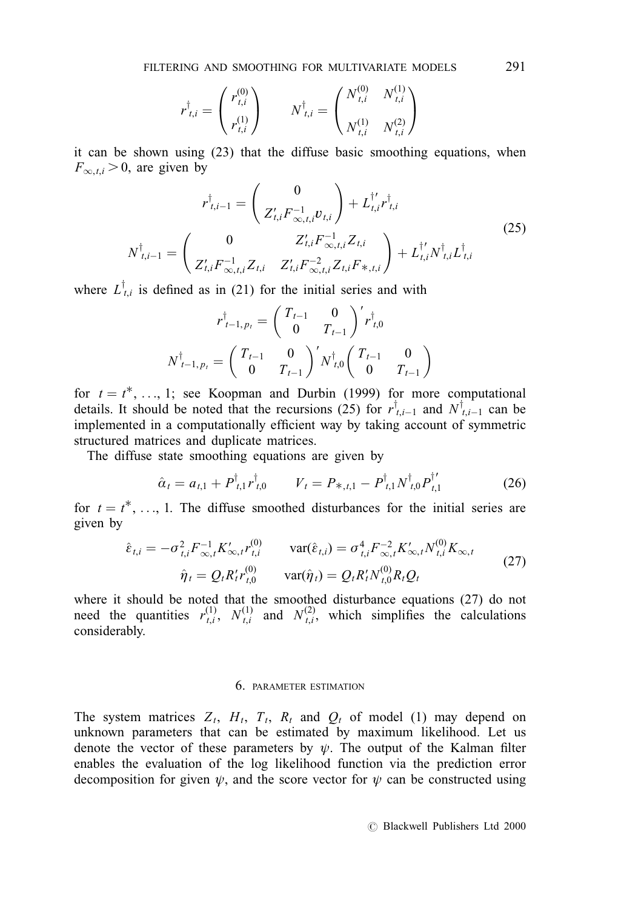$$r^{\dagger}_{t,i} = \begin{pmatrix} r^{(0)}_{t,i} \\ r^{(1)}_{t,i} \end{pmatrix} \qquad N^{\dagger}_{t,i} = \begin{pmatrix} N^{(0)}_{t,i} & N^{(1)}_{t,i} \\ N^{(1)}_{t,i} & N^{(2)}_{t,i} \end{pmatrix}$$

it can be shown using (23) that the diffuse basic smoothing equations, when $F_{\infty,t,i} > 0$, are given by

$$\begin{aligned} r^{\dagger}_{t,i-1} &= \begin{pmatrix} 0 \\ Z'_{t,i} F^{-1}_{\infty,t,i} v_{t,i} \end{pmatrix} + L^{\dagger\prime}_{t,i} r^{\dagger}_{t,i} \\ N^{\dagger}_{t,i-1} &= \begin{pmatrix} 0 & Z'_{t,i} F^{-1}_{\infty,t,i} Z_{t,i} \\ Z'_{t,i} F^{-1}_{\infty,t,i} Z_{t,i} & Z'_{t,i} F^{-2}_{\infty,t,i} Z_{t,i} F_{*,t,i} \end{pmatrix} + L^{\dagger\prime}_{t,i} N^{\dagger}_{t,i} L^{\dagger}_{t,i} \end{aligned} \tag{25}$$

where $L^{\dagger}_{t,i}$ is defined as in (21) for the initial series and with

$$r^{\dagger}_{t-1,p_t} = \begin{pmatrix} T_{t-1} & 0 \\ 0 & T_{t-1} \end{pmatrix}' r^{\dagger}_{t,0}$$

$$N^{\dagger}_{t-1,p_t} = \begin{pmatrix} T_{t-1} & 0 \\ 0 & T_{t-1} \end{pmatrix}' N^{\dagger}_{t,0} \begin{pmatrix} T_{t-1} & 0 \\ 0 & T_{t-1} \end{pmatrix}$$

for $t = t^*, \ldots, 1$; see Koopman and Durbin (1999) for more computational details. It should be noted that the recursions (25) for $r^{\dagger}_{t,i-1}$ and $N^{\dagger}_{t,i-1}$ can be implemented in a computationally efficient way by taking account of symmetric structured matrices and duplicate matrices.

The diffuse state smoothing equations are given by

$$\hat{\alpha}_t = a_{t,1} + P^{\dagger}_{t,1} r^{\dagger}_{t,0} \qquad V_t = P_{*,t,1} - P^{\dagger}_{t,1} N^{\dagger}_{t,0} P^{\dagger\prime}_{t,1} \tag{26}$$

for $t = t^*, \ldots, 1$. The diffuse smoothed disturbances for the initial series are given by

$$\begin{aligned} \hat{\varepsilon}_{t,i} &= -\sigma^2_{t,i} F^{-1}_{\infty,t} K'_{\infty,t} r^{(0)}_{t,i} \qquad \text{var}(\hat{\varepsilon}_{t,i}) = \sigma^4_{t,i} F^{-2}_{\infty,t} K'_{\infty,t} N^{(0)}_{t,i} K_{\infty,t} \\ \hat{\eta}_t &= Q_t R'_t r^{(0)}_{t,0} \qquad \text{var}(\hat{\eta}_t) = Q_t R'_t N^{(0)}_{t,0} R_t Q_t \end{aligned} \tag{27}$$

where it should be noted that the smoothed disturbance equations (27) do not need the quantities $r^{(1)}_{t,i}$, $N^{(1)}_{t,i}$ and $N^{(2)}_{t,i}$, which simplifies the calculations considerably.

## 6. PARAMETER ESTIMATION

The system matrices $Z_t$, $H_t$, $T_t$, $R_t$ and $Q_t$ of model (1) may depend on unknown parameters that can be estimated by maximum likelihood. Let us denote the vector of these parameters by $\psi$. The output of the Kalman filter enables the evaluation of the log likelihood function via the prediction error decomposition for given $\psi$, and the score vector for $\psi$ can be constructed using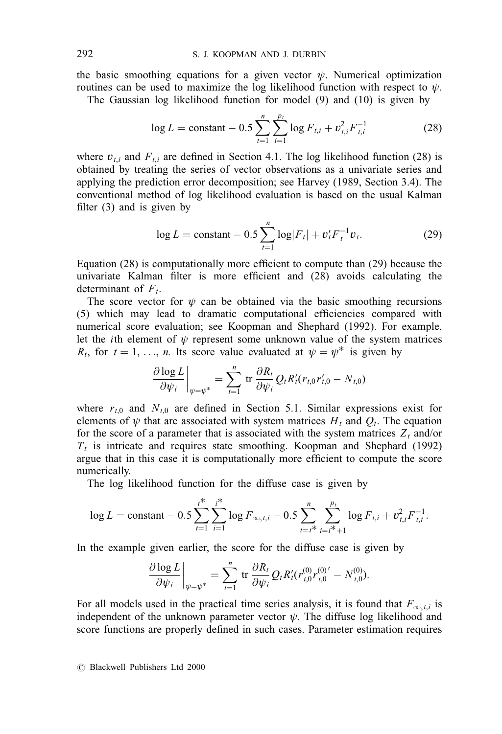the basic smoothing equations for a given vector $\psi$. Numerical optimization routines can be used to maximize the log likelihood function with respect to $\psi$.

The Gaussian log likelihood function for model (9) and (10) is given by

$$\log L = \text{constant} - 0.5 \sum_{t=1}^{n} \sum_{i=1}^{p_t} \log F_{t,i} + v_{t,i}^2 F_{t,i}^{-1} \tag{28}$$

where $v_{t,i}$ and $F_{t,i}$ are defined in Section 4.1. The log likelihood function (28) is obtained by treating the series of vector observations as a univariate series and applying the prediction error decomposition; see Harvey (1989, Section 3.4). The conventional method of log likelihood evaluation is based on the usual Kalman filter (3) and is given by

$$\log L = \text{constant} - 0.5 \sum_{t=1}^{n} \log|F_t| + v_t' F_t^{-1} v_t. \tag{29}$$

Equation (28) is computationally more efficient to compute than (29) because the univariate Kalman filter is more efficient and (28) avoids calculating the determinant of $F_t$.

The score vector for $\psi$ can be obtained via the basic smoothing recursions (5) which may lead to dramatic computational efficiencies compared with numerical score evaluation; see Koopman and Shephard (1992). For example, let the $i$th element of $\psi$ represent some unknown value of the system matrices $R_t$, for $t = 1, \ldots, n$. Its score value evaluated at $\psi = \psi^*$ is given by

$$\left.\frac{\partial \log L}{\partial \psi_i}\right|_{\psi=\psi^*} = \sum_{t=1}^{n} \operatorname{tr} \frac{\partial R_t}{\partial \psi_i} Q_t R_t' (r_{t,0} r_{t,0}' - N_{t,0})$$

where $r_{t,0}$ and $N_{t,0}$ are defined in Section 5.1. Similar expressions exist for elements of $\psi$ that are associated with system matrices $H_t$ and $Q_t$. The equation for the score of a parameter that is associated with the system matrices $Z_t$ and/or $T_t$ is intricate and requires state smoothing. Koopman and Shephard (1992) argue that in this case it is computationally more efficient to compute the score numerically.

The log likelihood function for the diffuse case is given by

$$\log L = \text{constant} - 0.5 \sum_{t=1}^{t^*} \sum_{i=1}^{i^*} \log F_{\infty,t,i} - 0.5 \sum_{t=t^*}^{n} \sum_{i=i^*+1}^{p_t} \log F_{t,i} + v_{t,i}^2 F_{t,i}^{-1}.$$

In the example given earlier, the score for the diffuse case is given by

$$\left.\frac{\partial \log L}{\partial \psi_i}\right|_{\psi=\psi^*} = \sum_{t=1}^{n} \operatorname{tr} \frac{\partial R_t}{\partial \psi_i} Q_t R_t' (r_{t,0}^{(0)} r_{t,0}^{(0)\prime} - N_{t,0}^{(0)}).$$

For all models used in the practical time series analysis, it is found that $F_{\infty,t,i}$ is independent of the unknown parameter vector $\psi$. The diffuse log likelihood and score functions are properly defined in such cases. Parameter estimation requires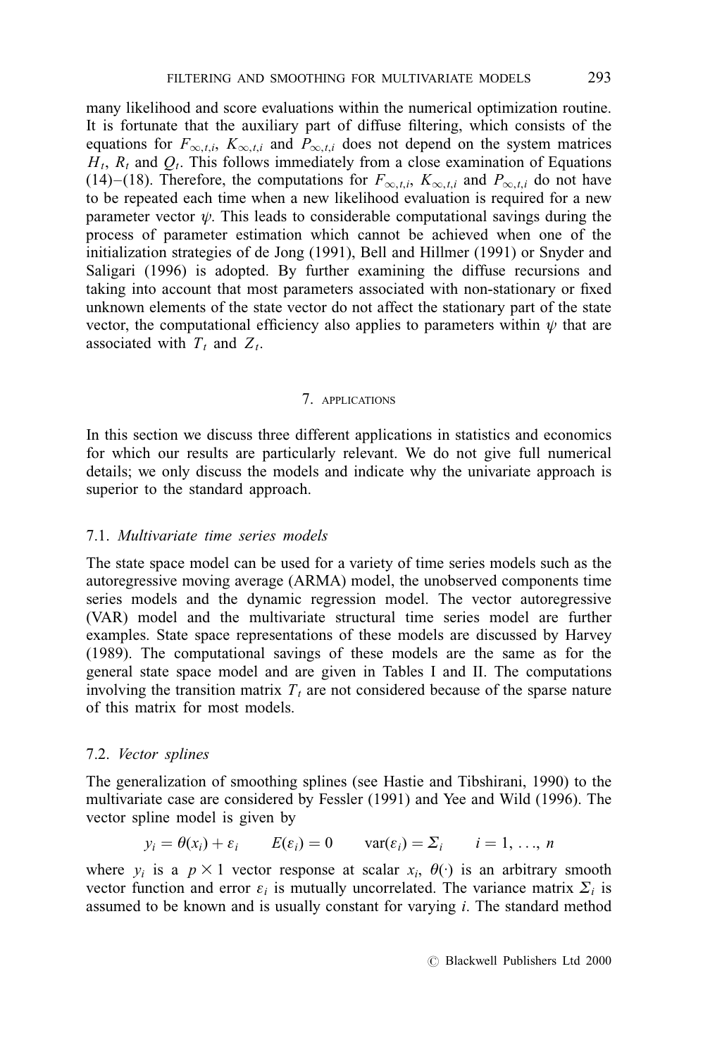many likelihood and score evaluations within the numerical optimization routine. It is fortunate that the auxiliary part of diffuse filtering, which consists of the equations for $F_{\infty,t,i}$, $K_{\infty,t,i}$ and $P_{\infty,t,i}$ does not depend on the system matrices $H_t$, $R_t$ and $Q_t$. This follows immediately from a close examination of Equations (14)–(18). Therefore, the computations for $F_{\infty,t,i}$, $K_{\infty,t,i}$ and $P_{\infty,t,i}$ do not have to be repeated each time when a new likelihood evaluation is required for a new parameter vector $\psi$. This leads to considerable computational savings during the process of parameter estimation which cannot be achieved when one of the initialization strategies of de Jong (1991), Bell and Hillmer (1991) or Snyder and Saligari (1996) is adopted. By further examining the diffuse recursions and taking into account that most parameters associated with non-stationary or fixed unknown elements of the state vector do not affect the stationary part of the state vector, the computational efficiency also applies to parameters within $\psi$ that are associated with $T_t$ and $Z_t$.

## 7. APPLICATIONS

In this section we discuss three different applications in statistics and economics for which our results are particularly relevant. We do not give full numerical details; we only discuss the models and indicate why the univariate approach is superior to the standard approach.

### 7.1. *Multivariate time series models*

The state space model can be used for a variety of time series models such as the autoregressive moving average (ARMA) model, the unobserved components time series models and the dynamic regression model. The vector autoregressive (VAR) model and the multivariate structural time series model are further examples. State space representations of these models are discussed by Harvey (1989). The computational savings of these models are the same as for the general state space model and are given in Tables I and II. The computations involving the transition matrix $T_t$ are not considered because of the sparse nature of this matrix for most models.

### 7.2. *Vector splines*

The generalization of smoothing splines (see Hastie and Tibshirani, 1990) to the multivariate case are considered by Fessler (1991) and Yee and Wild (1996). The vector spline model is given by

$$y_i = \theta(x_i) + \varepsilon_i \qquad E(\varepsilon_i) = 0 \qquad \text{var}(\varepsilon_i) = \Sigma_i \qquad i = 1, \ldots, n$$

where $y_i$ is a $p \times 1$ vector response at scalar $x_i$, $\theta(\cdot)$ is an arbitrary smooth vector function and error $\varepsilon_i$ is mutually uncorrelated. The variance matrix $\Sigma_i$ is assumed to be known and is usually constant for varying $i$. The standard method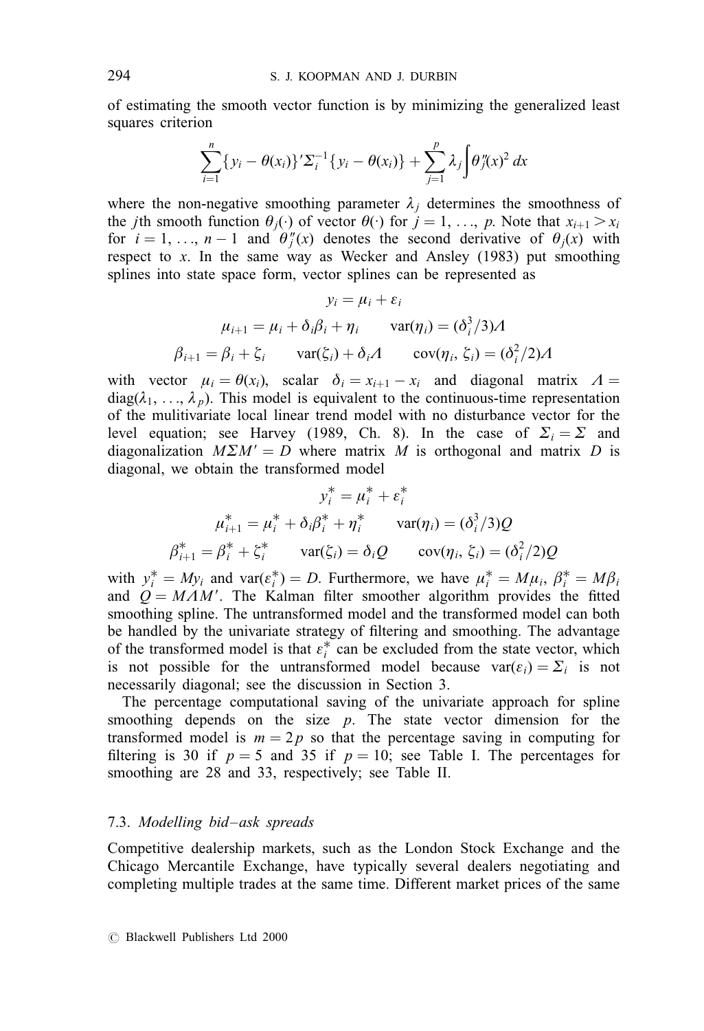of estimating the smooth vector function is by minimizing the generalized least squares criterion

$$\sum_{i=1}^{n}\{y_i - \theta(x_i)\}'\Sigma_i^{-1}\{y_i - \theta(x_i)\} + \sum_{j=1}^{p}\lambda_j \int \theta_j''(x)^2\, dx$$

where the non-negative smoothing parameter $\lambda_j$ determines the smoothness of the $j$th smooth function $\theta_j(\cdot)$ of vector $\theta(\cdot)$ for $j = 1, \ldots, p$. Note that $x_{i+1} > x_i$ for $i = 1, \ldots, n-1$ and $\theta_j''(x)$ denotes the second derivative of $\theta_j(x)$ with respect to $x$. In the same way as Wecker and Ansley (1983) put smoothing splines into state space form, vector splines can be represented as

$$y_i = \mu_i + \varepsilon_i$$

$$\mu_{i+1} = \mu_i + \delta_i \beta_i + \eta_i \qquad \mathrm{var}(\eta_i) = (\delta_i^3/3)\Lambda$$

$$\beta_{i+1} = \beta_i + \zeta_i \qquad \mathrm{var}(\zeta_i) + \delta_i \Lambda \qquad \mathrm{cov}(\eta_i, \zeta_i) = (\delta_i^2/2)\Lambda$$

with vector $\mu_i = \theta(x_i)$, scalar $\delta_i = x_{i+1} - x_i$ and diagonal matrix $\Lambda = \mathrm{diag}(\lambda_1, \ldots, \lambda_p)$. This model is equivalent to the continuous-time representation of the mulitivariate local linear trend model with no disturbance vector for the level equation; see Harvey (1989, Ch. 8). In the case of $\Sigma_i = \Sigma$ and diagonalization $M\Sigma M' = D$ where matrix $M$ is orthogonal and matrix $D$ is diagonal, we obtain the transformed model

$$y_i^* = \mu_i^* + \varepsilon_i^*$$

$$\mu_{i+1}^* = \mu_i^* + \delta_i \beta_i^* + \eta_i^* \qquad \mathrm{var}(\eta_i) = (\delta_i^3/3)Q$$

$$\beta_{i+1}^* = \beta_i^* + \zeta_i^* \qquad \mathrm{var}(\zeta_i) = \delta_i Q \qquad \mathrm{cov}(\eta_i, \zeta_i) = (\delta_i^2/2)Q$$

with $y_i^* = My_i$ and $\mathrm{var}(\varepsilon_i^*) = D$. Furthermore, we have $\mu_i^* = M\mu_i$, $\beta_i^* = M\beta_i$ and $Q = M\Lambda M'$. The Kalman filter smoother algorithm provides the fitted smoothing spline. The untransformed model and the transformed model can both be handled by the univariate strategy of filtering and smoothing. The advantage of the transformed model is that $\varepsilon_i^*$ can be excluded from the state vector, which is not possible for the untransformed model because $\mathrm{var}(\varepsilon_i) = \Sigma_i$ is not necessarily diagonal; see the discussion in Section 3.

The percentage computational saving of the univariate approach for spline smoothing depends on the size $p$. The state vector dimension for the transformed model is $m = 2p$ so that the percentage saving in computing for filtering is 30 if $p = 5$ and 35 if $p = 10$; see Table I. The percentages for smoothing are 28 and 33, respectively; see Table II.

### 7.3. *Modelling bid–ask spreads*

Competitive dealership markets, such as the London Stock Exchange and the Chicago Mercantile Exchange, have typically several dealers negotiating and completing multiple trades at the same time. Different market prices of the same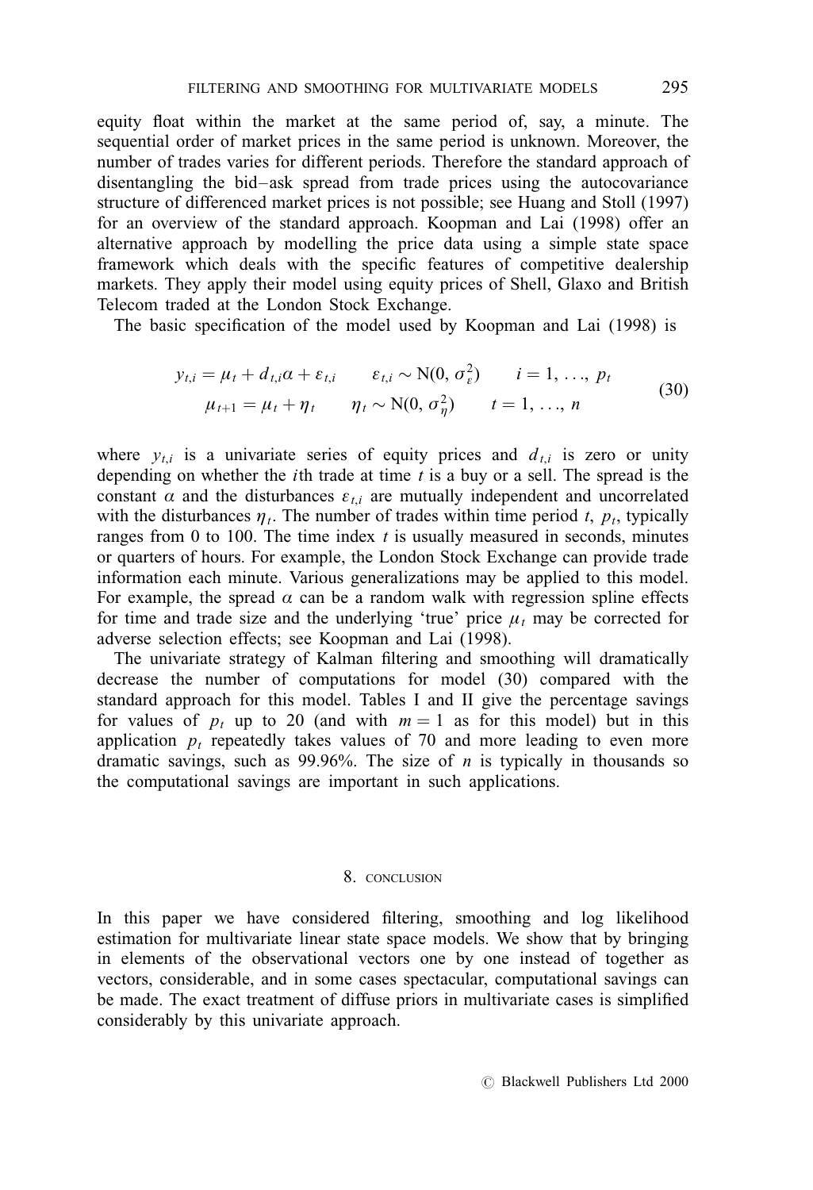equity float within the market at the same period of, say, a minute. The sequential order of market prices in the same period is unknown. Moreover, the number of trades varies for different periods. Therefore the standard approach of disentangling the bid–ask spread from trade prices using the autocovariance structure of differenced market prices is not possible; see Huang and Stoll (1997) for an overview of the standard approach. Koopman and Lai (1998) offer an alternative approach by modelling the price data using a simple state space framework which deals with the specific features of competitive dealership markets. They apply their model using equity prices of Shell, Glaxo and British Telecom traded at the London Stock Exchange.

The basic specification of the model used by Koopman and Lai (1998) is

$$
\begin{aligned}
y_{t,i} &= \mu_t + d_{t,i}\alpha + \varepsilon_{t,i} \qquad \varepsilon_{t,i} \sim \mathrm{N}(0, \sigma_\varepsilon^2) \qquad i = 1, \ldots, p_t \\
\mu_{t+1} &= \mu_t + \eta_t \qquad \eta_t \sim \mathrm{N}(0, \sigma_\eta^2) \qquad t = 1, \ldots, n
\end{aligned}
\tag{30}
$$

where $y_{t,i}$ is a univariate series of equity prices and $d_{t,i}$ is zero or unity depending on whether the $i$th trade at time $t$ is a buy or a sell. The spread is the constant $\alpha$ and the disturbances $\varepsilon_{t,i}$ are mutually independent and uncorrelated with the disturbances $\eta_t$. The number of trades within time period $t$, $p_t$, typically ranges from 0 to 100. The time index $t$ is usually measured in seconds, minutes or quarters of hours. For example, the London Stock Exchange can provide trade information each minute. Various generalizations may be applied to this model. For example, the spread $\alpha$ can be a random walk with regression spline effects for time and trade size and the underlying 'true' price $\mu_t$ may be corrected for adverse selection effects; see Koopman and Lai (1998).

The univariate strategy of Kalman filtering and smoothing will dramatically decrease the number of computations for model (30) compared with the standard approach for this model. Tables I and II give the percentage savings for values of $p_t$ up to 20 (and with $m = 1$ as for this model) but in this application $p_t$ repeatedly takes values of 70 and more leading to even more dramatic savings, such as 99.96%. The size of $n$ is typically in thousands so the computational savings are important in such applications.

## 8. CONCLUSION

In this paper we have considered filtering, smoothing and log likelihood estimation for multivariate linear state space models. We show that by bringing in elements of the observational vectors one by one instead of together as vectors, considerable, and in some cases spectacular, computational savings can be made. The exact treatment of diffuse priors in multivariate cases is simplified considerably by this univariate approach.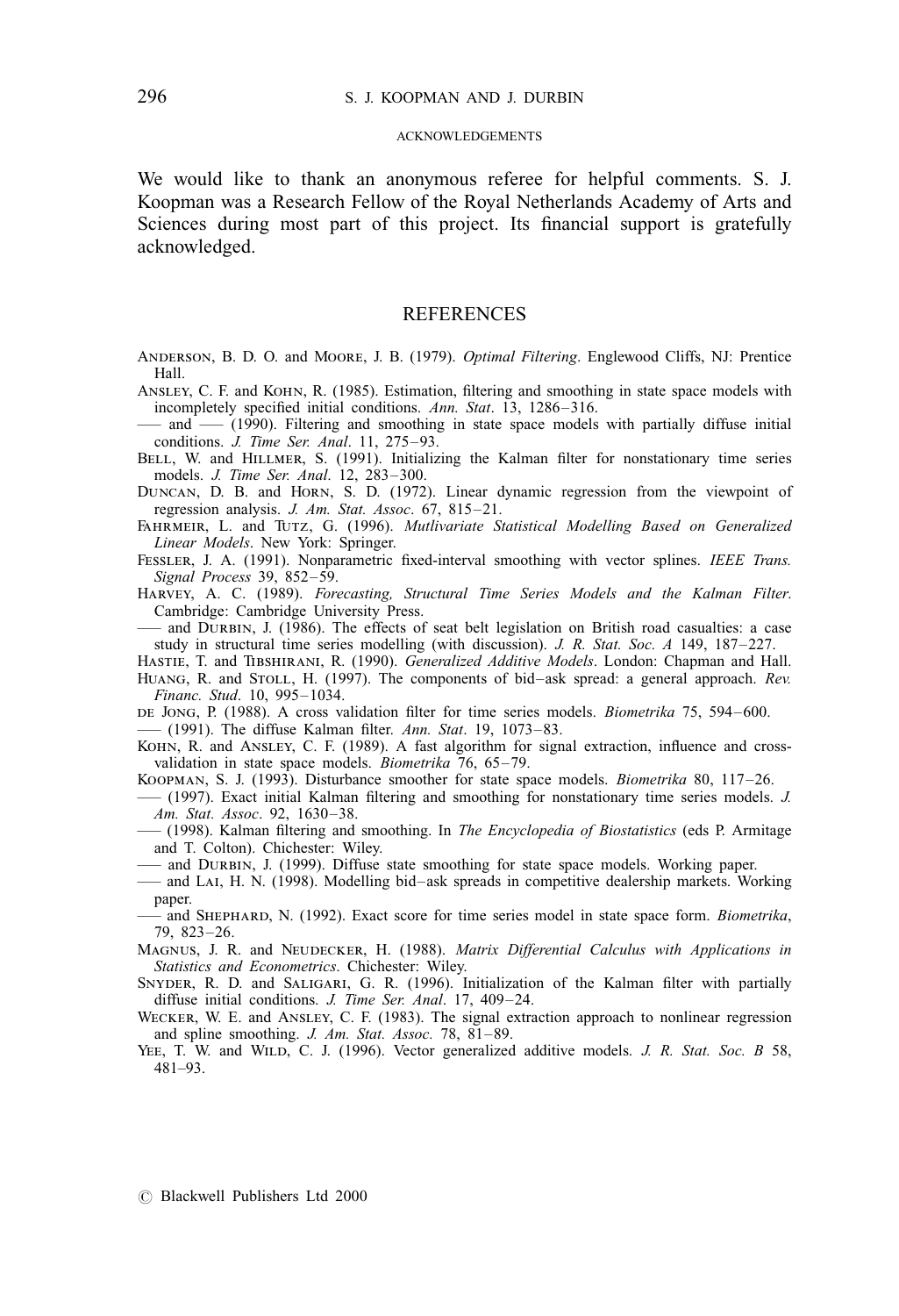## ACKNOWLEDGEMENTS

We would like to thank an anonymous referee for helpful comments. S. J. Koopman was a Research Fellow of the Royal Netherlands Academy of Arts and Sciences during most part of this project. Its financial support is gratefully acknowledged.

## REFERENCES

Anderson, B. D. O. and Moore, J. B. (1979). *Optimal Filtering*. Englewood Cliffs, NJ: Prentice Hall.

Ansley, C. F. and Kohn, R. (1985). Estimation, filtering and smoothing in state space models with incompletely specified initial conditions. *Ann. Stat*. 13, 1286–316.

—— and —— (1990). Filtering and smoothing in state space models with partially diffuse initial conditions. *J. Time Ser. Anal*. 11, 275–93.

Bell, W. and Hillmer, S. (1991). Initializing the Kalman filter for nonstationary time series models. *J. Time Ser. Anal*. 12, 283–300.

Duncan, D. B. and Horn, S. D. (1972). Linear dynamic regression from the viewpoint of regression analysis. *J. Am. Stat. Assoc*. 67, 815–21.

Fahrmeir, L. and Tutz, G. (1996). *Mutlivariate Statistical Modelling Based on Generalized Linear Models*. New York: Springer.

Fessler, J. A. (1991). Nonparametric fixed-interval smoothing with vector splines. *IEEE Trans. Signal Process* 39, 852–59.

Harvey, A. C. (1989). *Forecasting, Structural Time Series Models and the Kalman Filter*. Cambridge: Cambridge University Press.

—— and Durbin, J. (1986). The effects of seat belt legislation on British road casualties: a case study in structural time series modelling (with discussion). *J. R. Stat. Soc. A* 149, 187–227.

Hastie, T. and Tibshirani, R. (1990). *Generalized Additive Models*. London: Chapman and Hall.

Huang, R. and Stoll, H. (1997). The components of bid–ask spread: a general approach. *Rev. Financ. Stud*. 10, 995–1034.

de Jong, P. (1988). A cross validation filter for time series models. *Biometrika* 75, 594–600.

—— (1991). The diffuse Kalman filter. *Ann. Stat*. 19, 1073–83.

Kohn, R. and Ansley, C. F. (1989). A fast algorithm for signal extraction, influence and cross-validation in state space models. *Biometrika* 76, 65–79.

Koopman, S. J. (1993). Disturbance smoother for state space models. *Biometrika* 80, 117–26.

—— (1997). Exact initial Kalman filtering and smoothing for nonstationary time series models. *J. Am. Stat. Assoc*. 92, 1630–38.

—— (1998). Kalman filtering and smoothing. In *The Encyclopedia of Biostatistics* (eds P. Armitage and T. Colton). Chichester: Wiley.

—— and Durbin, J. (1999). Diffuse state smoothing for state space models. Working paper.

—— and Lai, H. N. (1998). Modelling bid–ask spreads in competitive dealership markets. Working paper.

—— and Shephard, N. (1992). Exact score for time series model in state space form. *Biometrika*, 79, 823–26.

Magnus, J. R. and Neudecker, H. (1988). *Matrix Differential Calculus with Applications in Statistics and Econometrics*. Chichester: Wiley.

Snyder, R. D. and Saligari, G. R. (1996). Initialization of the Kalman filter with partially diffuse initial conditions. *J. Time Ser. Anal*. 17, 409–24.

Wecker, W. E. and Ansley, C. F. (1983). The signal extraction approach to nonlinear regression and spline smoothing. *J. Am. Stat. Assoc.* 78, 81–89.

Yee, T. W. and Wild, C. J. (1996). Vector generalized additive models. *J. R. Stat. Soc. B* 58, 481–93.